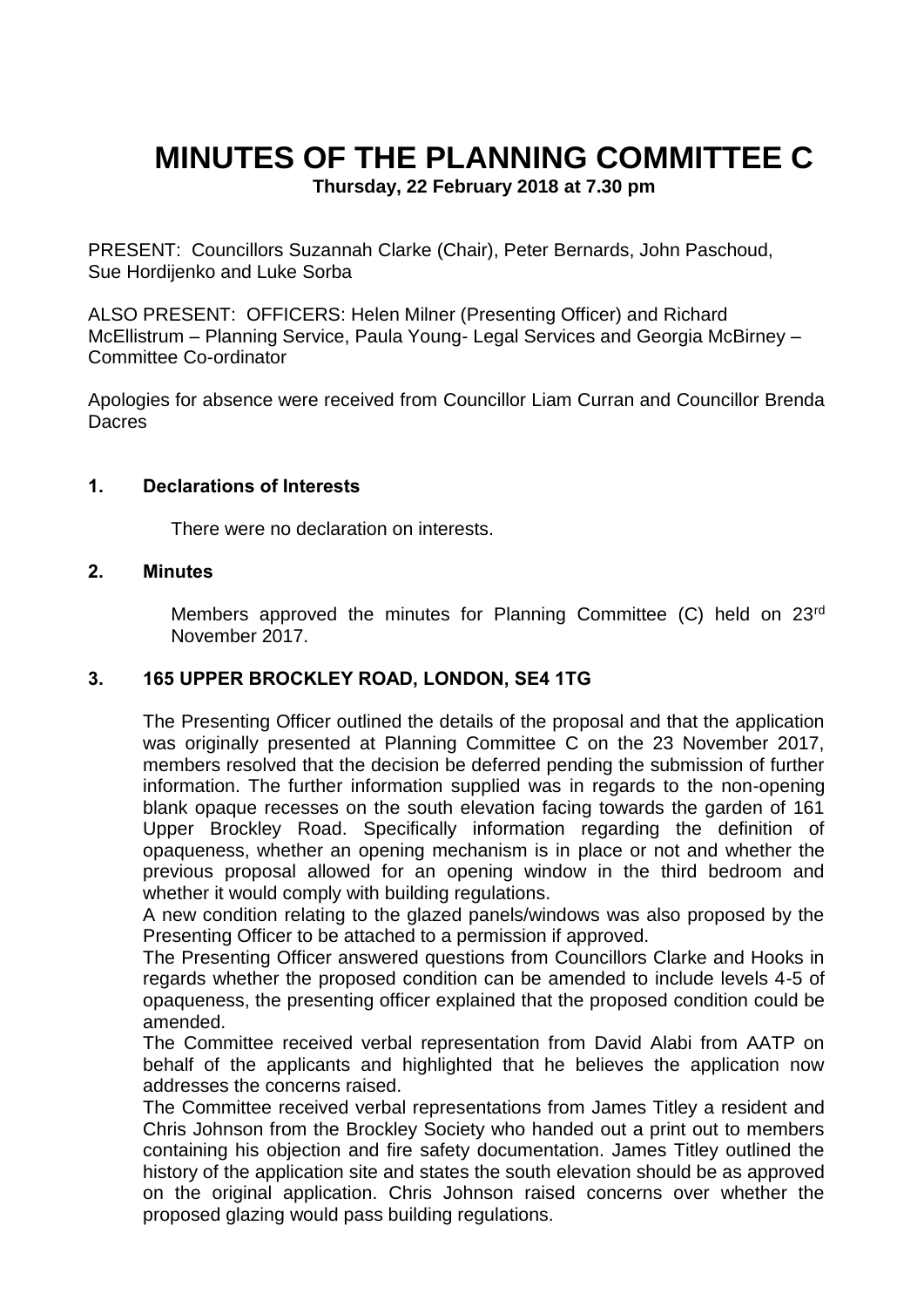# MINUTES OF THE PLANNING COMMITTEE C

**Thursday, 22 February 2018 at 7.30 pm**

PRESENT: Councillors Suzannah Clarke (Chair), Peter Bernards, John Paschoud, Sue Hordijenko and Luke Sorba

ALSO PRESENT: OFFICERS: Helen Milner (Presenting Officer) and Richard McEllistrum – Planning Service, Paula Young- Legal Services and Georgia McBirney – Committee Co-ordinator

Apologies for absence were received from Councillor Liam Curran and Councillor Brenda Dacres

## 1. Declarations of Interests

There were no declaration on interests.

## 2. Minutes

Members approved the minutes for Planning Committee (C) held on 23rd November 2017.

## 3. 165 UPPER BROCKLEY ROAD, LONDON, SE4 1TG

The Presenting Officer outlined the details of the proposal and that the application was originally presented at Planning Committee C on the 23 November 2017, members resolved that the decision be deferred pending the submission of further information. The further information supplied was in regards to the non-opening blank opaque recesses on the south elevation facing towards the garden of 161 Upper Brockley Road. Specifically information regarding the definition of opaqueness, whether an opening mechanism is in place or not and whether the previous proposal allowed for an opening window in the third bedroom and whether it would comply with building regulations.

A new condition relating to the glazed panels/windows was also proposed by the Presenting Officer to be attached to a permission if approved.

The Presenting Officer answered questions from Councillors Clarke and Hooks in regards whether the proposed condition can be amended to include levels 4-5 of opaqueness, the presenting officer explained that the proposed condition could be amended.

The Committee received verbal representation from David Alabi from AATP on behalf of the applicants and highlighted that he believes the application now addresses the concerns raised.

The Committee received verbal representations from James Titley a resident and Chris Johnson from the Brockley Society who handed out a print out to members containing his objection and fire safety documentation. James Titley outlined the history of the application site and states the south elevation should be as approved on the original application. Chris Johnson raised concerns over whether the proposed glazing would pass building regulations.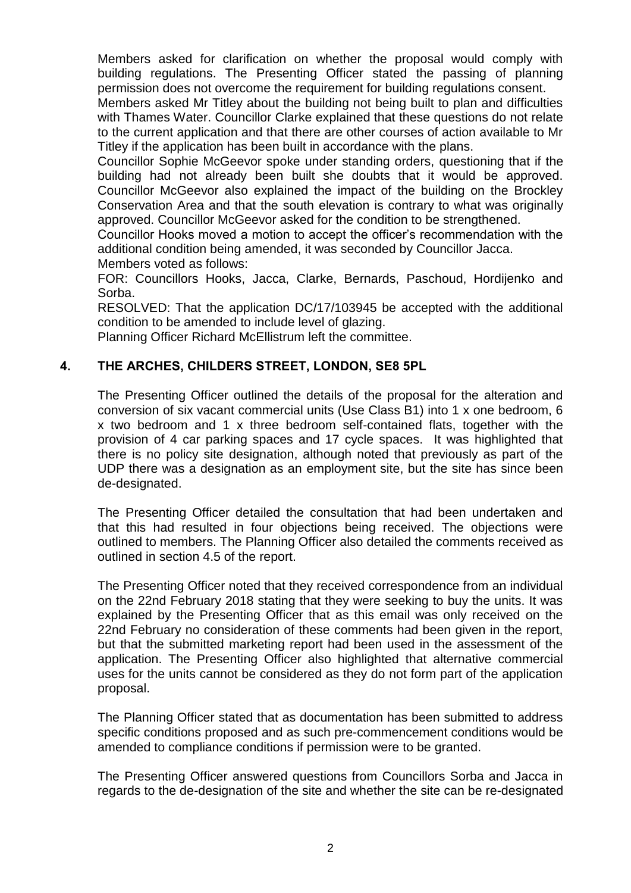Members asked for clarification on whether the proposal would comply with building regulations. The Presenting Officer stated the passing of planning permission does not overcome the requirement for building regulations consent.

Members asked Mr Titley about the building not being built to plan and difficulties with Thames Water. Councillor Clarke explained that these questions do not relate to the current application and that there are other courses of action available to Mr Titley if the application has been built in accordance with the plans.

Councillor Sophie McGeevor spoke under standing orders, questioning that if the building had not already been built she doubts that it would be approved. Councillor McGeevor also explained the impact of the building on the Brockley Conservation Area and that the south elevation is contrary to what was originally approved. Councillor McGeevor asked for the condition to be strengthened.

Councillor Hooks moved a motion to accept the officer's recommendation with the additional condition being amended, it was seconded by Councillor Jacca.

Members voted as follows:

FOR: Councillors Hooks, Jacca, Clarke, Bernards, Paschoud, Hordijenko and Sorba.

RESOLVED: That the application DC/17/103945 be accepted with the additional condition to be amended to include level of glazing.

Planning Officer Richard McEllistrum left the committee.

## 4. THE ARCHES, CHILDERS STREET, LONDON, SE8 5PL

The Presenting Officer outlined the details of the proposal for the alteration and conversion of six vacant commercial units (Use Class B1) into 1 x one bedroom, 6 x two bedroom and 1 x three bedroom self-contained flats, together with the provision of 4 car parking spaces and 17 cycle spaces. It was highlighted that there is no policy site designation, although noted that previously as part of the UDP there was a designation as an employment site, but the site has since been de-designated.

The Presenting Officer detailed the consultation that had been undertaken and that this had resulted in four objections being received. The objections were outlined to members. The Planning Officer also detailed the comments received as outlined in section 4.5 of the report.

The Presenting Officer noted that they received correspondence from an individual on the 22nd February 2018 stating that they were seeking to buy the units. It was explained by the Presenting Officer that as this email was only received on the 22nd February no consideration of these comments had been given in the report, but that the submitted marketing report had been used in the assessment of the application. The Presenting Officer also highlighted that alternative commercial uses for the units cannot be considered as they do not form part of the application proposal.

The Planning Officer stated that as documentation has been submitted to address specific conditions proposed and as such pre-commencement conditions would be amended to compliance conditions if permission were to be granted.

The Presenting Officer answered questions from Councillors Sorba and Jacca in regards to the de-designation of the site and whether the site can be re-designated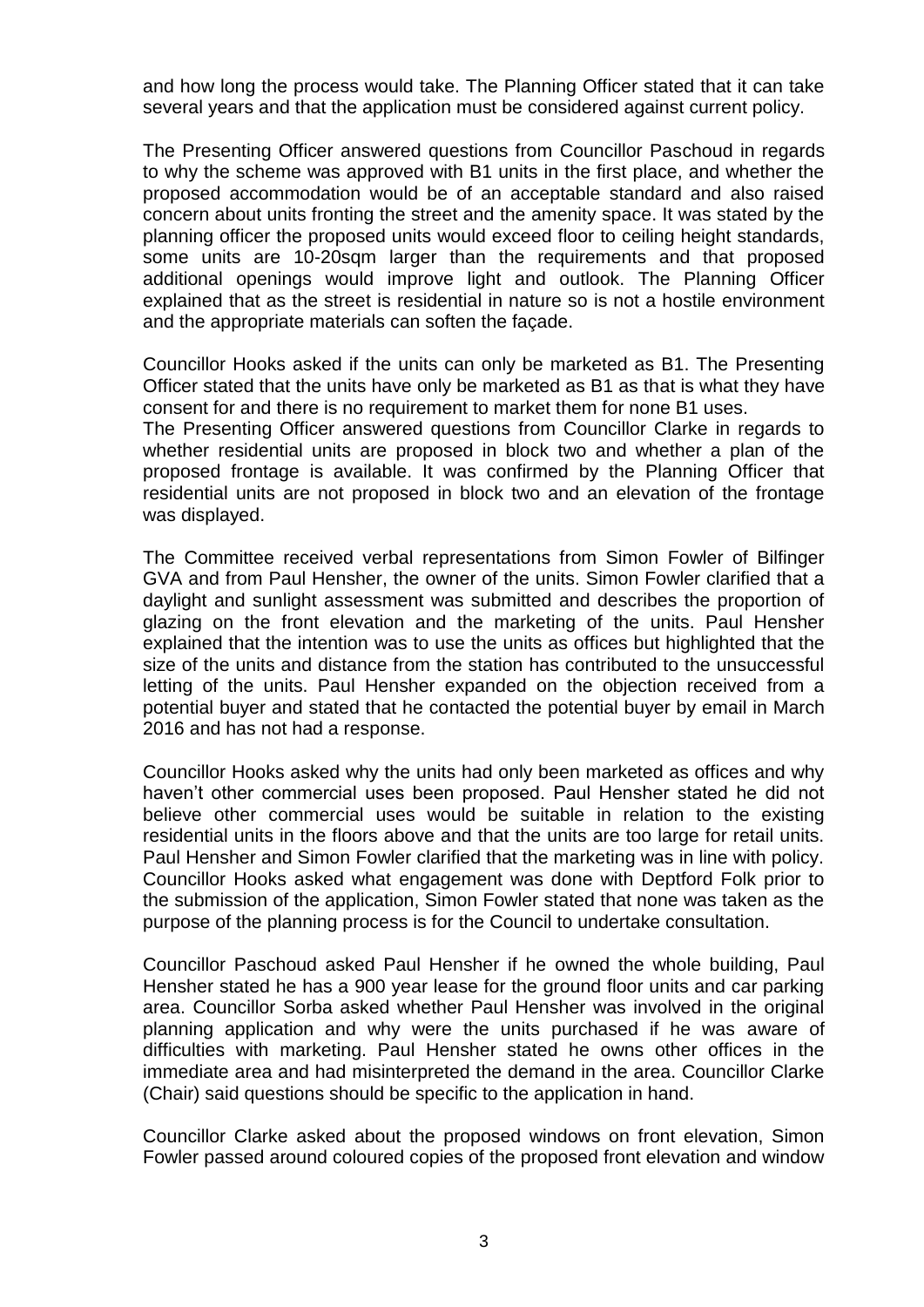and how long the process would take. The Planning Officer stated that it can take several years and that the application must be considered against current policy.

The Presenting Officer answered questions from Councillor Paschoud in regards to why the scheme was approved with B1 units in the first place, and whether the proposed accommodation would be of an acceptable standard and also raised concern about units fronting the street and the amenity space. It was stated by the planning officer the proposed units would exceed floor to ceiling height standards, some units are 10-20sqm larger than the requirements and that proposed additional openings would improve light and outlook. The Planning Officer explained that as the street is residential in nature so is not a hostile environment and the appropriate materials can soften the façade.

Councillor Hooks asked if the units can only be marketed as B1. The Presenting Officer stated that the units have only be marketed as B1 as that is what they have consent for and there is no requirement to market them for none B1 uses.

The Presenting Officer answered questions from Councillor Clarke in regards to whether residential units are proposed in block two and whether a plan of the proposed frontage is available. It was confirmed by the Planning Officer that residential units are not proposed in block two and an elevation of the frontage was displayed.

The Committee received verbal representations from Simon Fowler of Bilfinger GVA and from Paul Hensher, the owner of the units. Simon Fowler clarified that a daylight and sunlight assessment was submitted and describes the proportion of glazing on the front elevation and the marketing of the units. Paul Hensher explained that the intention was to use the units as offices but highlighted that the size of the units and distance from the station has contributed to the unsuccessful letting of the units. Paul Hensher expanded on the objection received from a potential buyer and stated that he contacted the potential buyer by email in March 2016 and has not had a response.

Councillor Hooks asked why the units had only been marketed as offices and why haven't other commercial uses been proposed. Paul Hensher stated he did not believe other commercial uses would be suitable in relation to the existing residential units in the floors above and that the units are too large for retail units. Paul Hensher and Simon Fowler clarified that the marketing was in line with policy. Councillor Hooks asked what engagement was done with Deptford Folk prior to the submission of the application, Simon Fowler stated that none was taken as the purpose of the planning process is for the Council to undertake consultation.

Councillor Paschoud asked Paul Hensher if he owned the whole building, Paul Hensher stated he has a 900 year lease for the ground floor units and car parking area. Councillor Sorba asked whether Paul Hensher was involved in the original planning application and why were the units purchased if he was aware of difficulties with marketing. Paul Hensher stated he owns other offices in the immediate area and had misinterpreted the demand in the area. Councillor Clarke (Chair) said questions should be specific to the application in hand.

Councillor Clarke asked about the proposed windows on front elevation, Simon Fowler passed around coloured copies of the proposed front elevation and window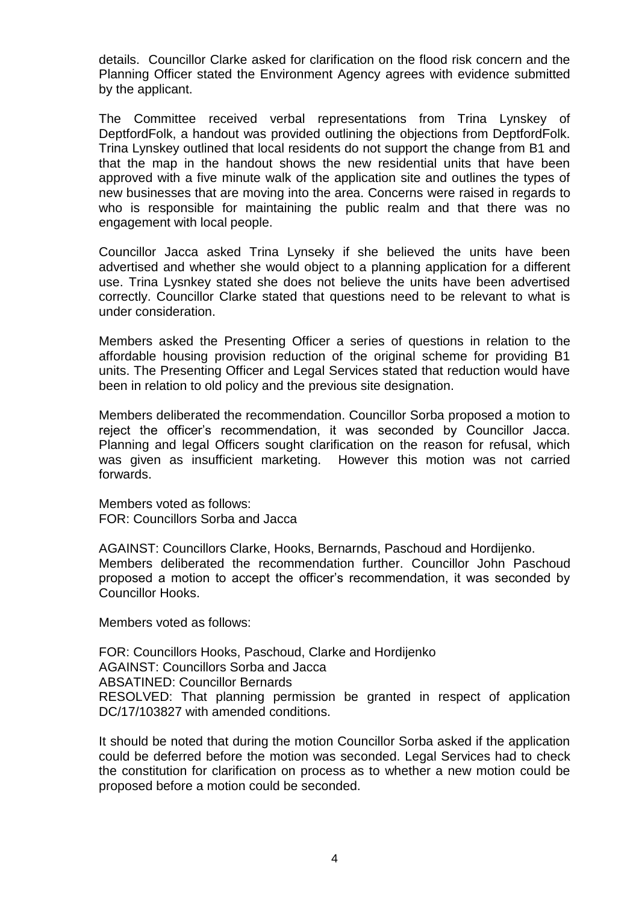details. Councillor Clarke asked for clarification on the flood risk concern and the Planning Officer stated the Environment Agency agrees with evidence submitted by the applicant.

The Committee received verbal representations from Trina Lynskey of DeptfordFolk, a handout was provided outlining the objections from DeptfordFolk. Trina Lynskey outlined that local residents do not support the change from B1 and that the map in the handout shows the new residential units that have been approved with a five minute walk of the application site and outlines the types of new businesses that are moving into the area. Concerns were raised in regards to who is responsible for maintaining the public realm and that there was no engagement with local people.

Councillor Jacca asked Trina Lynseky if she believed the units have been advertised and whether she would object to a planning application for a different use. Trina Lysnkey stated she does not believe the units have been advertised correctly. Councillor Clarke stated that questions need to be relevant to what is under consideration.

Members asked the Presenting Officer a series of questions in relation to the affordable housing provision reduction of the original scheme for providing B1 units. The Presenting Officer and Legal Services stated that reduction would have been in relation to old policy and the previous site designation.

Members deliberated the recommendation. Councillor Sorba proposed a motion to reject the officer's recommendation, it was seconded by Councillor Jacca. Planning and legal Officers sought clarification on the reason for refusal, which was given as insufficient marketing. However this motion was not carried forwards.

Members voted as follows:
FOR: Councillors Sorba and Jacca

AGAINST: Councillors Clarke, Hooks, Bernarnds, Paschoud and Hordijenko.
Members deliberated the recommendation further. Councillor John Paschoud proposed a motion to accept the officer's recommendation, it was seconded by Councillor Hooks.

Members voted as follows:

FOR: Councillors Hooks, Paschoud, Clarke and Hordijenko
AGAINST: Councillors Sorba and Jacca
ABSATINED: Councillor Bernards
RESOLVED: That planning permission be granted in respect of application DC/17/103827 with amended conditions.

It should be noted that during the motion Councillor Sorba asked if the application could be deferred before the motion was seconded. Legal Services had to check the constitution for clarification on process as to whether a new motion could be proposed before a motion could be seconded.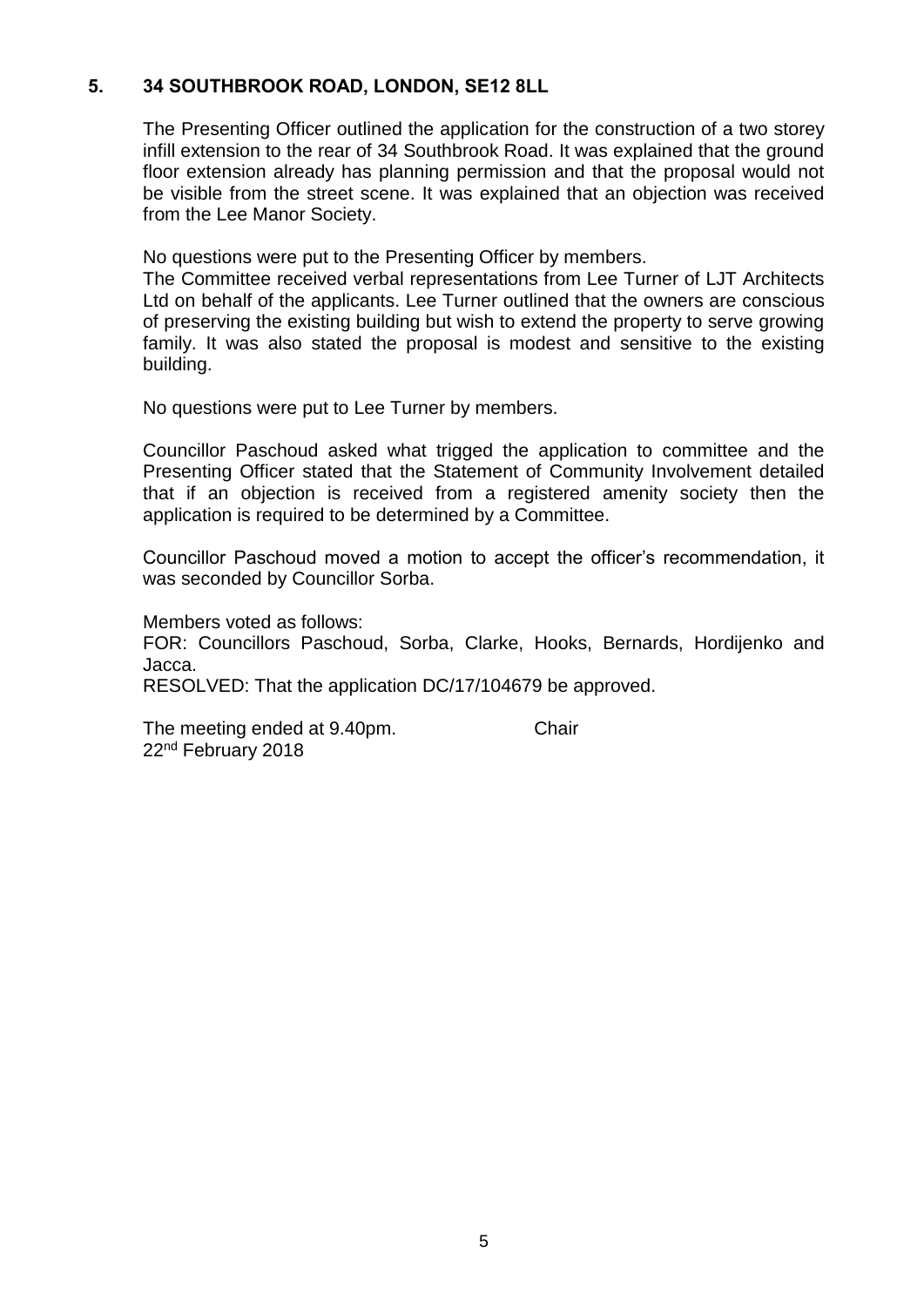## 5. 34 SOUTHBROOK ROAD, LONDON, SE12 8LL

The Presenting Officer outlined the application for the construction of a two storey infill extension to the rear of 34 Southbrook Road. It was explained that the ground floor extension already has planning permission and that the proposal would not be visible from the street scene. It was explained that an objection was received from the Lee Manor Society.

No questions were put to the Presenting Officer by members.

The Committee received verbal representations from Lee Turner of LJT Architects Ltd on behalf of the applicants. Lee Turner outlined that the owners are conscious of preserving the existing building but wish to extend the property to serve growing family. It was also stated the proposal is modest and sensitive to the existing building.

No questions were put to Lee Turner by members.

Councillor Paschoud asked what trigged the application to committee and the Presenting Officer stated that the Statement of Community Involvement detailed that if an objection is received from a registered amenity society then the application is required to be determined by a Committee.

Councillor Paschoud moved a motion to accept the officer's recommendation, it was seconded by Councillor Sorba.

Members voted as follows:
FOR: Councillors Paschoud, Sorba, Clarke, Hooks, Bernards, Hordijenko and Jacca.
RESOLVED: That the application DC/17/104679 be approved.

The meeting ended at 9.40pm. Chair
22nd February 2018